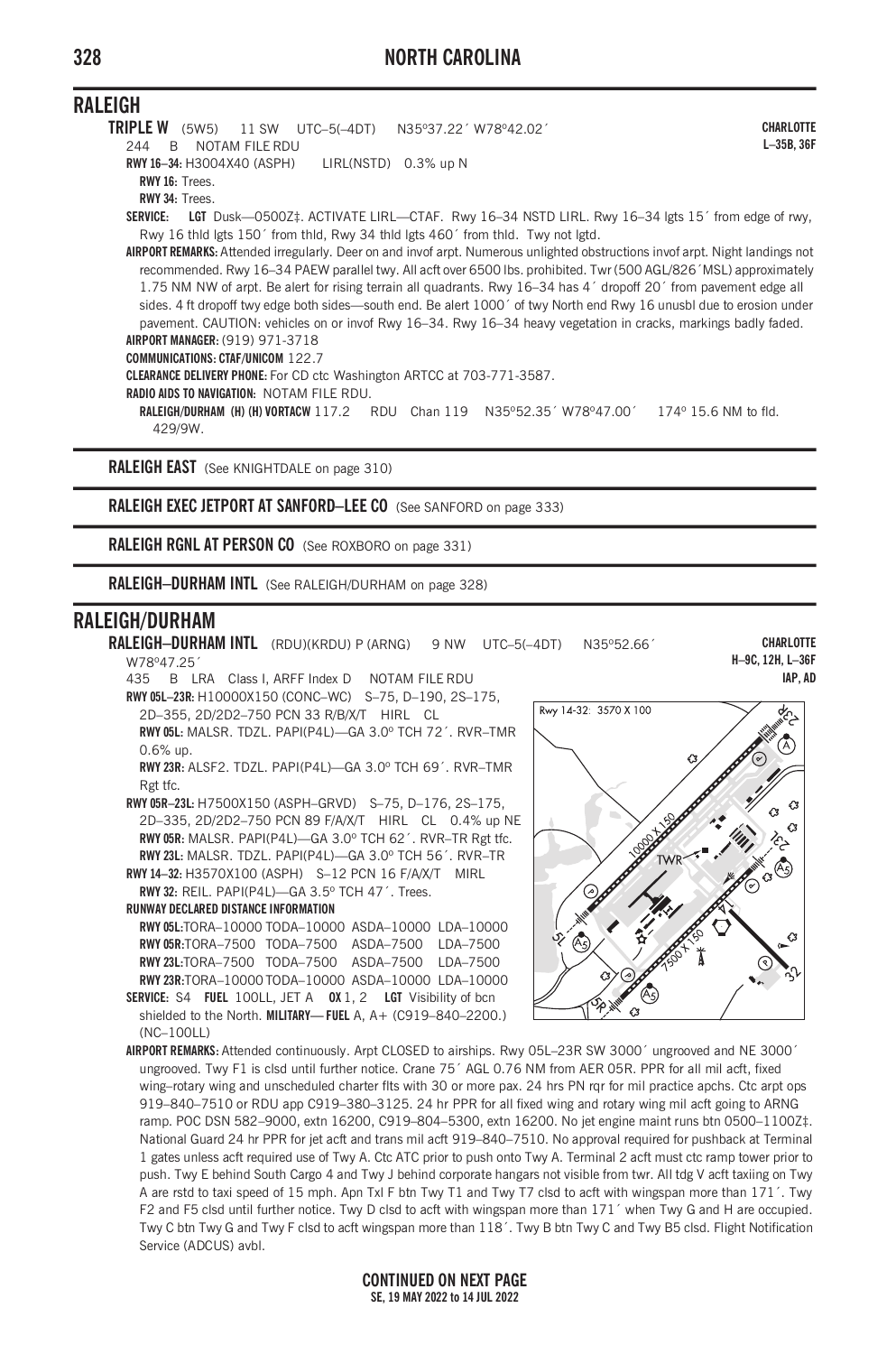## RALEIGH

**TRIPLE W** (5W5) 11 SW UTC–5(–4DT) N35°37.22´ W78°42.02´ **CHARLOTTE L–35B, 36F**

244 B NOTAM FILE RDU

**RWY 16–34:** H3004X40 (ASPH) LIRL(NSTD) 0.3% up N

**RWY 16:** Trees.

**RWY 34:** Trees.

**SERVICE: LGT** Dusk—0500Z‡. ACTIVATE LIRL—CTAF. Rwy 16–34 NSTD LIRL. Rwy 16–34 lgts 15´ from edge of rwy, Rwy 16 thld lgts 150´ from thld, Rwy 34 thld lgts 460´ from thld. Twy not lgtd.

**AIRPORT REMARKS:** Attended irregularly. Deer on and invof arpt. Numerous unlighted obstructions invof arpt. Night landings not recommended. Rwy 16–34 PAEW parallel twy. All acft over 6500 lbs. prohibited. Twr (500 AGL/826´MSL) approximately 1.75 NM NW of arpt. Be alert for rising terrain all quadrants. Rwy 16–34 has 4´ dropoff 20´ from pavement edge all sides. 4 ft dropoff twy edge both sides—south end. Be alert 1000´ of twy North end Rwy 16 unusbl due to erosion under pavement. CAUTION: vehicles on or invof Rwy 16–34. Rwy 16–34 heavy vegetation in cracks, markings badly faded.

**AIRPORT MANAGER:** (919) 971-3718

**COMMUNICATIONS: CTAF/UNICOM** 122.7

**CLEARANCE DELIVERY PHONE:** For CD ctc Washington ARTCC at 703-771-3587.

**RADIO AIDS TO NAVIGATION:** NOTAM FILE RDU.

**RALEIGH/DURHAM (H) (H) VORTACW** 117.2 RDU Chan 119 N35°52.35´ W78°47.00´ 174° 15.6 NM to fld. 429/9W.

---

**RALEIGH EAST** (See KNIGHTDALE on page 310)

---

**RALEIGH EXEC JETPORT AT SANFORD–LEE CO** (See SANFORD on page 333)

---

**RALEIGH RGNL AT PERSON CO** (See ROXBORO on page 331)

---

**RALEIGH–DURHAM INTL** (See RALEIGH/DURHAM on page 328)

---

## RALEIGH/DURHAM

**RALEIGH–DURHAM INTL** (RDU)(KRDU) P (ARNG) 9 NW UTC–5(–4DT) N35°52.66´ W78°47.25´ **CHARLOTTE H–9C, 12H, L–36F IAP, AD**

435 B LRA Class I, ARFF Index D NOTAM FILE RDU

**RWY 05L–23R:** H10000X150 (CONC–WC) S–75, D–190, 2S–175, 2D–355, 2D/2D2–750 PCN 33 R/B/X/T HIRL CL

**RWY 05L:** MALSR. TDZL. PAPI(P4L)—GA 3.0° TCH 72´. RVR–TMR 0.6% up.

**RWY 23R:** ALSF2. TDZL. PAPI(P4L)—GA 3.0° TCH 69´. RVR–TMR Rgt tfc.

**RWY 05R–23L:** H7500X150 (ASPH–GRVD) S–75, D–176, 2S–175, 2D–335, 2D/2D2–750 PCN 89 F/A/X/T HIRL CL 0.4% up NE

**RWY 05R:** MALSR. PAPI(P4L)—GA 3.0° TCH 62´. RVR–TR Rgt tfc.

**RWY 23L:** MALSR. TDZL. PAPI(P4L)—GA 3.0° TCH 56´. RVR–TR

**RWY 14–32:** H3570X100 (ASPH) S–12 PCN 16 F/A/X/T MIRL

**RWY 32:** REIL. PAPI(P4L)—GA 3.5° TCH 47´. Trees.

**RUNWAY DECLARED DISTANCE INFORMATION**

**RWY 05L:** TORA–10000 TODA–10000 ASDA–10000 LDA–10000

**RWY 05R:** TORA–7500 TODA–7500 ASDA–7500 LDA–7500

**RWY 23L:** TORA–7500 TODA–7500 ASDA–7500 LDA–7500

**RWY 23R:** TORA–10000 TODA–10000 ASDA–10000 LDA–10000

**SERVICE:** S4 **FUEL** 100LL, JET A **OX** 1, 2 **LGT** Visibility of bcn shielded to the North. **MILITARY— FUEL** A, A+ (C919–840–2200.) (NC–100LL)

Rwy 14-32: 3570 X 100

**AIRPORT REMARKS:** Attended continuously. Arpt CLOSED to airships. Rwy 05L–23R SW 3000´ ungrooved and NE 3000´ ungrooved. Twy F1 is clsd until further notice. Crane 75´ AGL 0.76 NM from AER 05R. PPR for all mil acft, fixed wing–rotary wing and unscheduled charter flts with 30 or more pax. 24 hrs PN rqr for mil practice apchs. Ctc arpt ops 919–840–7510 or RDU app C919–380–3125. 24 hr PPR for all fixed wing and rotary wing mil acft going to ARNG ramp. POC DSN 582–9000, extn 16200, C919–804–5300, extn 16200. No jet engine maint runs btn 0500–1100Z‡. National Guard 24 hr PPR for jet acft and trans mil acft 919–840–7510. No approval required for pushback at Terminal 1 gates unless acft required use of Twy A. Ctc ATC prior to push onto Twy A. Terminal 2 acft must ctc ramp tower prior to push. Twy E behind South Cargo 4 and Twy J behind corporate hangars not visible from twr. All tdg V acft taxiing on Twy A are rstd to taxi speed of 15 mph. Apn Txl F btn Twy T1 and Twy T7 clsd to acft with wingspan more than 171´. Twy F2 and F5 clsd until further notice. Twy D clsd to acft with wingspan more than 171´ when Twy G and H are occupied. Twy C btn Twy G and Twy F clsd to acft wingspan more than 118´. Twy B btn Twy C and Twy B5 clsd. Flight Notification Service (ADCUS) avbl.

**CONTINUED ON NEXT PAGE**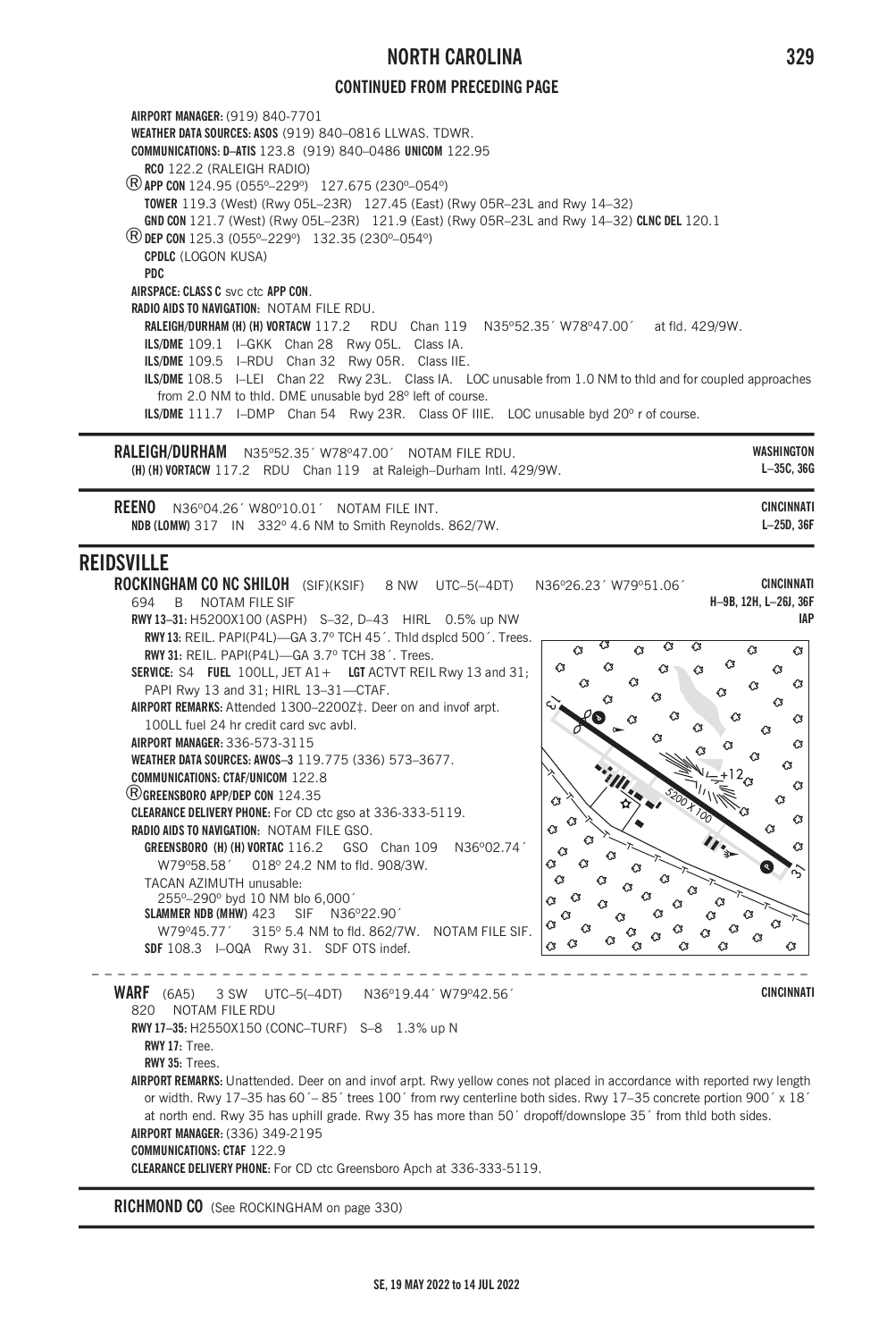CONTINUED FROM PRECEDING PAGE

**AIRPORT MANAGER:** (919) 840-7701
**WEATHER DATA SOURCES: ASOS** (919) 840–0816 LLWAS. TDWR.
**COMMUNICATIONS: D–ATIS** 123.8 (919) 840–0486 **UNICOM** 122.95
**RCO** 122.2 (RALEIGH RADIO)
® **APP CON** 124.95 (055°–229°) 127.675 (230°–054°)
**TOWER** 119.3 (West) (Rwy 05L–23R) 127.45 (East) (Rwy 05R–23L and Rwy 14–32)
**GND CON** 121.7 (West) (Rwy 05L–23R) 121.9 (East) (Rwy 05R–23L and Rwy 14–32) **CLNC DEL** 120.1
® **DEP CON** 125.3 (055°–229°) 132.35 (230°–054°)
**CPDLC** (LOGON KUSA)
**PDC**
**AIRSPACE: CLASS C** svc ctc **APP CON**.
**RADIO AIDS TO NAVIGATION:** NOTAM FILE RDU.
**RALEIGH/DURHAM (H) (H) VORTACW** 117.2 RDU Chan 119 N35°52.35´ W78°47.00´ at fld. 429/9W.
**ILS/DME** 109.1 I–GKK Chan 28 Rwy 05L. Class IA.
**ILS/DME** 109.5 I–RDU Chan 32 Rwy 05R. Class IIE.
**ILS/DME** 108.5 I–LEI Chan 22 Rwy 23L. Class IA. LOC unusable from 1.0 NM to thld and for coupled approaches from 2.0 NM to thld. DME unusable byd 28° left of course.
**ILS/DME** 111.7 I–DMP Chan 54 Rwy 23R. Class OF IIIE. LOC unusable byd 20° r of course.

---

**RALEIGH/DURHAM** N35°52.35´ W78°47.00´ NOTAM FILE RDU. — **WASHINGTON L–35C, 36G**
**(H) (H) VORTACW** 117.2 RDU Chan 119 at Raleigh–Durham Intl. 429/9W.

---

**REENO** N36°04.26´ W80°10.01´ NOTAM FILE INT. — **CINCINNATI L–25D, 36F**
**NDB (LOMW)** 317 IN 332° 4.6 NM to Smith Reynolds. 862/7W.

---

# REIDSVILLE

**ROCKINGHAM CO NC SHILOH** (SIF)(KSIF) 8 NW UTC–5(–4DT) N36°26.23´ W79°51.06´ — **CINCINNATI H–9B, 12H, L–26J, 36F IAP**
694 B NOTAM FILE SIF
**RWY 13–31:** H5200X100 (ASPH) S–32, D–43 HIRL 0.5% up NW
**RWY 13:** REIL. PAPI(P4L)—GA 3.7° TCH 45´. Thld dsplcd 500´. Trees.
**RWY 31:** REIL. PAPI(P4L)—GA 3.7° TCH 38´. Trees.
**SERVICE:** S4 **FUEL** 100LL, JET A1+ **LGT** ACTVT REIL Rwy 13 and 31; PAPI Rwy 13 and 31; HIRL 13–31—CTAF.
**AIRPORT REMARKS:** Attended 1300–2200Z‡. Deer on and invof arpt. 100LL fuel 24 hr credit card svc avbl.
**AIRPORT MANAGER:** 336-573-3115
**WEATHER DATA SOURCES: AWOS–3** 119.775 (336) 573–3677.
**COMMUNICATIONS: CTAF/UNICOM** 122.8
® **GREENSBORO APP/DEP CON** 124.35
**CLEARANCE DELIVERY PHONE:** For CD ctc gso at 336-333-5119.
**RADIO AIDS TO NAVIGATION:** NOTAM FILE GSO.
**GREENSBORO (H) (H) VORTAC** 116.2 GSO Chan 109 N36°02.74´ W79°58.58´ 018° 24.2 NM to fld. 908/3W.
TACAN AZIMUTH unusable:
255°–290° byd 10 NM blo 6,000´
**SLAMMER NDB (MHW)** 423 SIF N36°22.90´ W79°45.77´ 315° 5.4 NM to fld. 862/7W. NOTAM FILE SIF.
**SDF** 108.3 I–OQA Rwy 31. SDF OTS indef.

13
+12
5200 X 100
31

---

**WARF** (6A5) 3 SW UTC–5(–4DT) N36°19.44´ W79°42.56´ — **CINCINNATI**
820 NOTAM FILE RDU
**RWY 17–35:** H2550X150 (CONC–TURF) S–8 1.3% up N
**RWY 17:** Tree.
**RWY 35:** Trees.
**AIRPORT REMARKS:** Unattended. Deer on and invof arpt. Rwy yellow cones not placed in accordance with reported rwy length or width. Rwy 17–35 has 60´– 85´ trees 100´ from rwy centerline both sides. Rwy 17–35 concrete portion 900´ x 18´ at north end. Rwy 35 has uphill grade. Rwy 35 has more than 50´ dropoff/downslope 35´ from thld both sides.
**AIRPORT MANAGER:** (336) 349-2195
**COMMUNICATIONS: CTAF** 122.9
**CLEARANCE DELIVERY PHONE:** For CD ctc Greensboro Apch at 336-333-5119.

---

**RICHMOND CO** (See ROCKINGHAM on page 330)

SE, 19 MAY 2022 to 14 JUL 2022